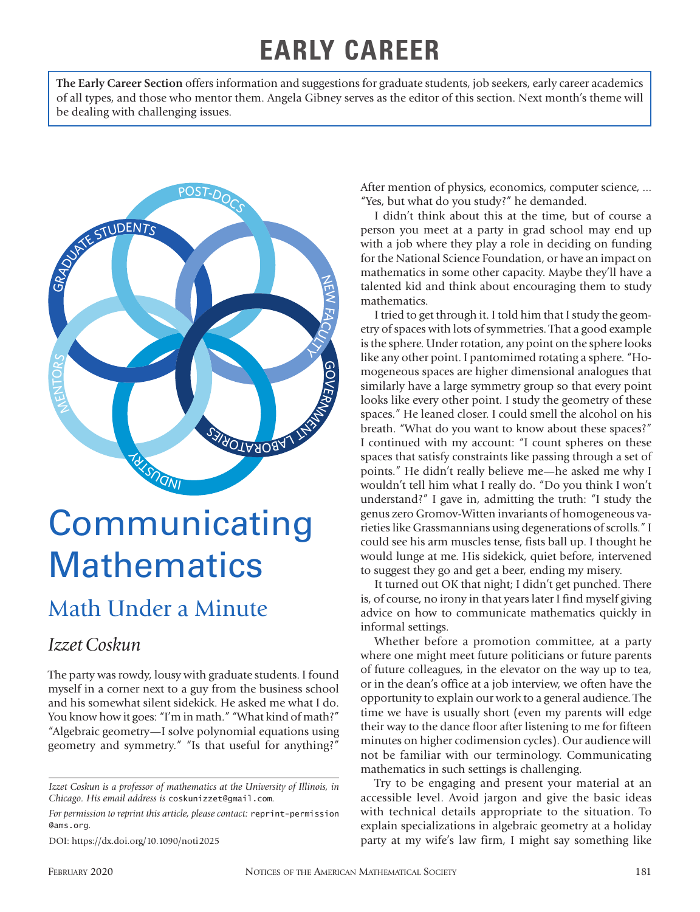# EARLY CAREER

**The Early Career Section** offers information and suggestions for graduate students, job seekers, early career academics of all types, and those who mentor them. Angela Gibney serves as the editor of this section. Next month's theme will be dealing with challenging issues.

# Communicating Mathematics

## Math Under a Minute

### *Izzet Coskun*

The party was rowdy, lousy with graduate students. I found myself in a corner next to a guy from the business school and his somewhat silent sidekick. He asked me what I do. You know how it goes: "I'm in math." "What kind of math?" "Algebraic geometry—I solve polynomial equations using geometry and symmetry." "Is that useful for anything?" After mention of physics, economics, computer science, ... "Yes, but what do you study?" he demanded.

I didn't think about this at the time, but of course a person you meet at a party in grad school may end up with a job where they play a role in deciding on funding for the National Science Foundation, or have an impact on mathematics in some other capacity. Maybe they'll have a talented kid and think about encouraging them to study mathematics.

I tried to get through it. I told him that I study the geometry of spaces with lots of symmetries. That a good example is the sphere. Under rotation, any point on the sphere looks like any other point. I pantomimed rotating a sphere. "Homogeneous spaces are higher dimensional analogues that similarly have a large symmetry group so that every point looks like every other point. I study the geometry of these spaces." He leaned closer. I could smell the alcohol on his breath. "What do you want to know about these spaces?" I continued with my account: "I count spheres on these spaces that satisfy constraints like passing through a set of points." He didn't really believe me—he asked me why I wouldn't tell him what I really do. "Do you think I won't understand?" I gave in, admitting the truth: "I study the genus zero Gromov-Witten invariants of homogeneous varieties like Grassmannians using degenerations of scrolls." I could see his arm muscles tense, fists ball up. I thought he would lunge at me. His sidekick, quiet before, intervened to suggest they go and get a beer, ending my misery.

It turned out OK that night; I didn't get punched. There is, of course, no irony in that years later I find myself giving advice on how to communicate mathematics quickly in informal settings.

Whether before a promotion committee, at a party where one might meet future politicians or future parents of future colleagues, in the elevator on the way up to tea, or in the dean's office at a job interview, we often have the opportunity to explain our work to a general audience. The time we have is usually short (even my parents will edge their way to the dance floor after listening to me for fifteen minutes on higher codimension cycles). Our audience will not be familiar with our terminology. Communicating mathematics in such settings is challenging.

Try to be engaging and present your material at an accessible level. Avoid jargon and give the basic ideas with technical details appropriate to the situation. To explain specializations in algebraic geometry at a holiday party at my wife's law firm, I might say something like

*Izzet Coskun is a professor of mathematics at the University of Illinois, in Chicago. His email address is* coskunizzet@gmail.com.

*For permission to reprint this article, please contact:* reprint-permission@ams.org.

DOI: https://dx.doi.org/10.1090/noti2025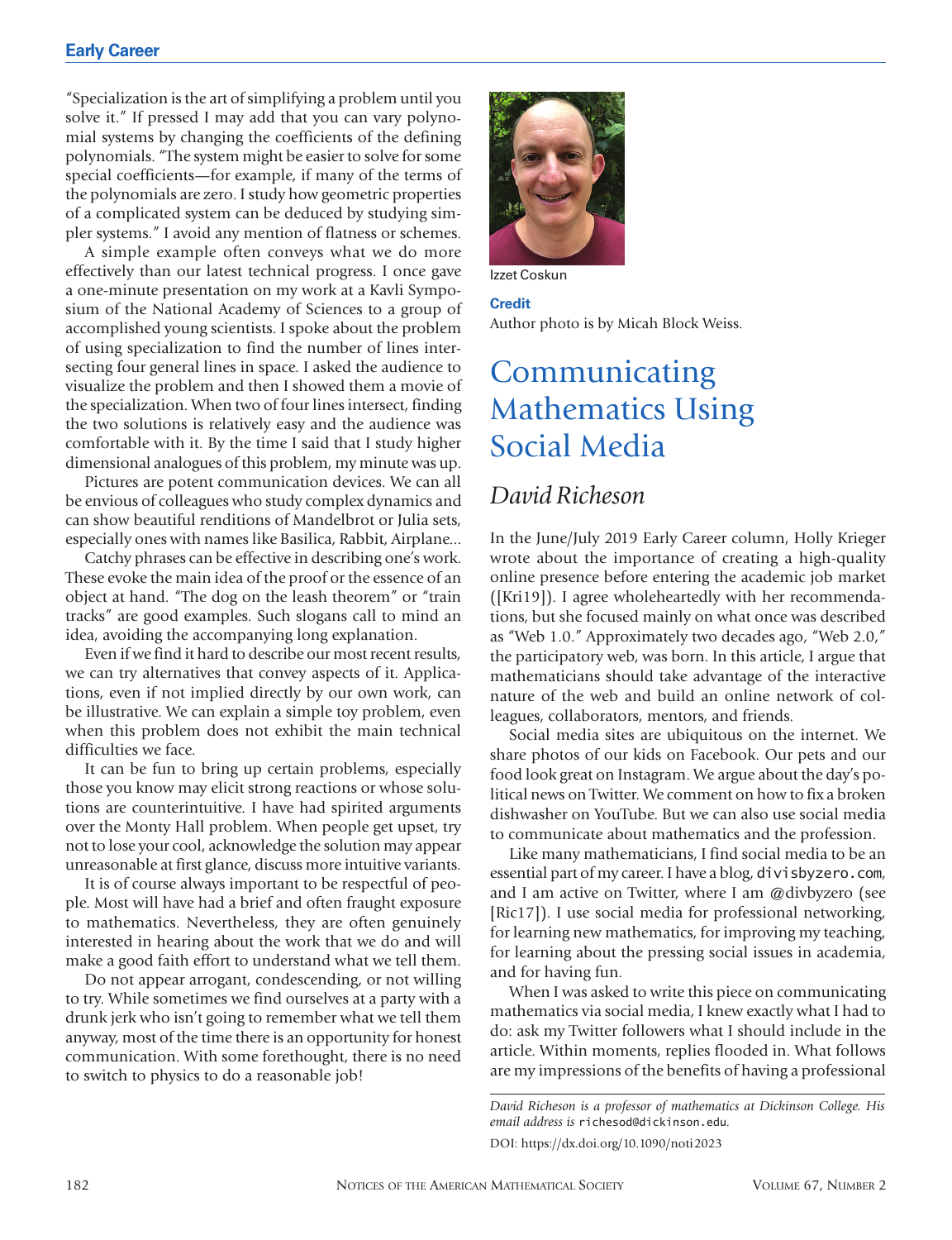"Specialization is the art of simplifying a problem until you solve it." If pressed I may add that you can vary polynomial systems by changing the coefficients of the defining polynomials. "The system might be easier to solve for some special coefficients—for example, if many of the terms of the polynomials are zero. I study how geometric properties of a complicated system can be deduced by studying simpler systems." I avoid any mention of flatness or schemes.

A simple example often conveys what we do more effectively than our latest technical progress. I once gave a one-minute presentation on my work at a Kavli Symposium of the National Academy of Sciences to a group of accomplished young scientists. I spoke about the problem of using specialization to find the number of lines intersecting four general lines in space. I asked the audience to visualize the problem and then I showed them a movie of the specialization. When two of four lines intersect, finding the two solutions is relatively easy and the audience was comfortable with it. By the time I said that I study higher dimensional analogues of this problem, my minute was up.

Pictures are potent communication devices. We can all be envious of colleagues who study complex dynamics and can show beautiful renditions of Mandelbrot or Julia sets, especially ones with names like Basilica, Rabbit, Airplane...

Catchy phrases can be effective in describing one's work. These evoke the main idea of the proof or the essence of an object at hand. "The dog on the leash theorem" or "train tracks" are good examples. Such slogans call to mind an idea, avoiding the accompanying long explanation.

Even if we find it hard to describe our most recent results, we can try alternatives that convey aspects of it. Applications, even if not implied directly by our own work, can be illustrative. We can explain a simple toy problem, even when this problem does not exhibit the main technical difficulties we face.

It can be fun to bring up certain problems, especially those you know may elicit strong reactions or whose solutions are counterintuitive. I have had spirited arguments over the Monty Hall problem. When people get upset, try not to lose your cool, acknowledge the solution may appear unreasonable at first glance, discuss more intuitive variants.

It is of course always important to be respectful of people. Most will have had a brief and often fraught exposure to mathematics. Nevertheless, they are often genuinely interested in hearing about the work that we do and will make a good faith effort to understand what we tell them.

Do not appear arrogant, condescending, or not willing to try. While sometimes we find ourselves at a party with a drunk jerk who isn't going to remember what we tell them anyway, most of the time there is an opportunity for honest communication. With some forethought, there is no need to switch to physics to do a reasonable job!

Izzet Coskun

**Credit**

Author photo is by Micah Block Weiss.

# Communicating Mathematics Using Social Media

## *David Richeson*

In the June/July 2019 Early Career column, Holly Krieger wrote about the importance of creating a high-quality online presence before entering the academic job market ([Kri19]). I agree wholeheartedly with her recommendations, but she focused mainly on what once was described as "Web 1.0." Approximately two decades ago, "Web 2.0," the participatory web, was born. In this article, I argue that mathematicians should take advantage of the interactive nature of the web and build an online network of colleagues, collaborators, mentors, and friends.

Social media sites are ubiquitous on the internet. We share photos of our kids on Facebook. Our pets and our food look great on Instagram. We argue about the day's political news on Twitter. We comment on how to fix a broken dishwasher on YouTube. But we can also use social media to communicate about mathematics and the profession.

Like many mathematicians, I find social media to be an essential part of my career. I have a blog, divisbyzero.com, and I am active on Twitter, where I am @divbyzero (see [Ric17]). I use social media for professional networking, for learning new mathematics, for improving my teaching, for learning about the pressing social issues in academia, and for having fun.

When I was asked to write this piece on communicating mathematics via social media, I knew exactly what I had to do: ask my Twitter followers what I should include in the article. Within moments, replies flooded in. What follows are my impressions of the benefits of having a professional

*David Richeson is a professor of mathematics at Dickinson College. His email address is* richesod@dickinson.edu.

DOI: https://dx.doi.org/10.1090/noti2023